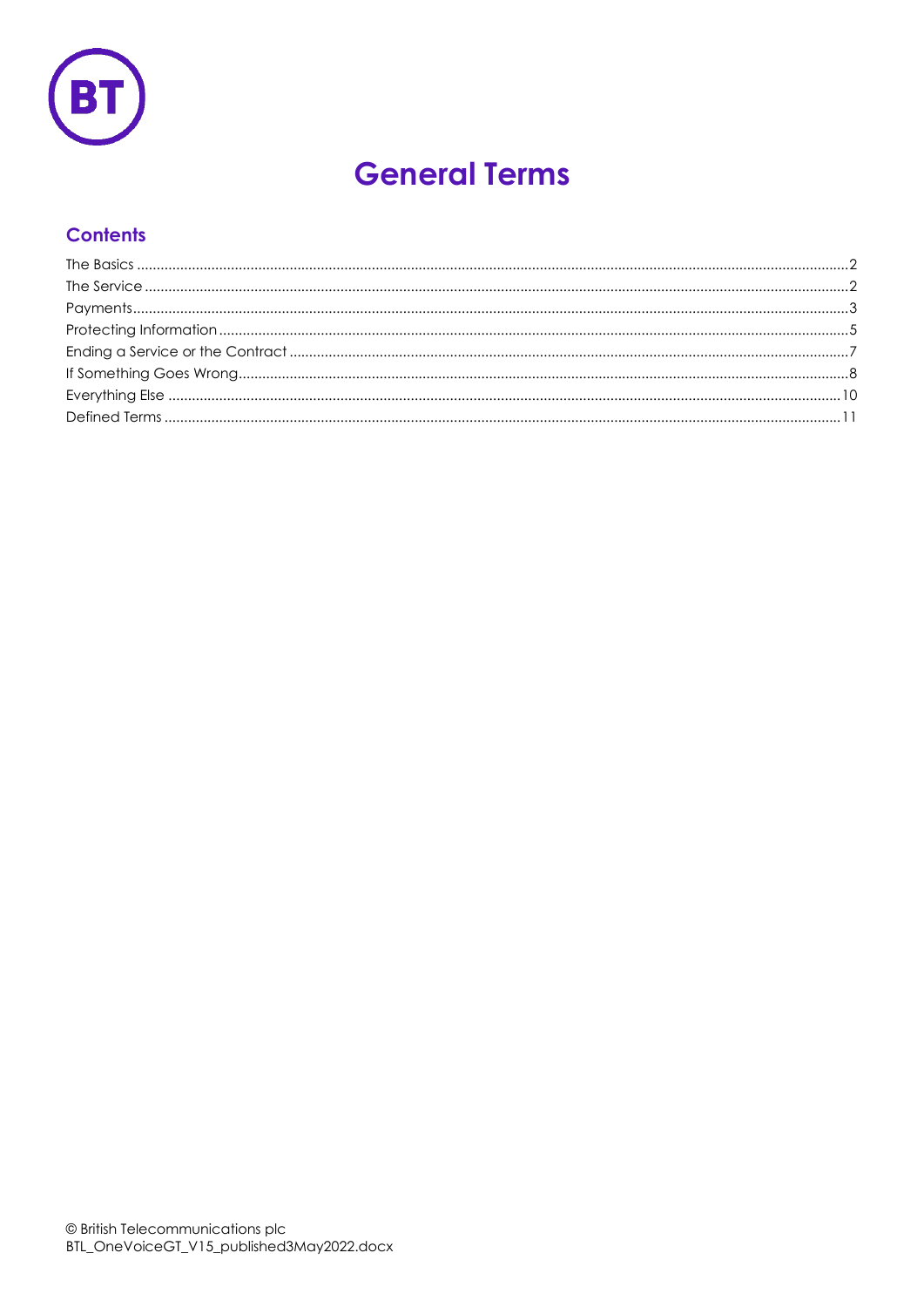# General Terms

## Contents

The Basics ... 2
The Service ... 2
Payments ... 3
Protecting Information ... 5
Ending a Service or the Contract ... 7
If Something Goes Wrong ... 8
Everything Else ... 10
Defined Terms ... 11

© British Telecommunications plc
BTL_OneVoiceGT_V15_published3May2022.docx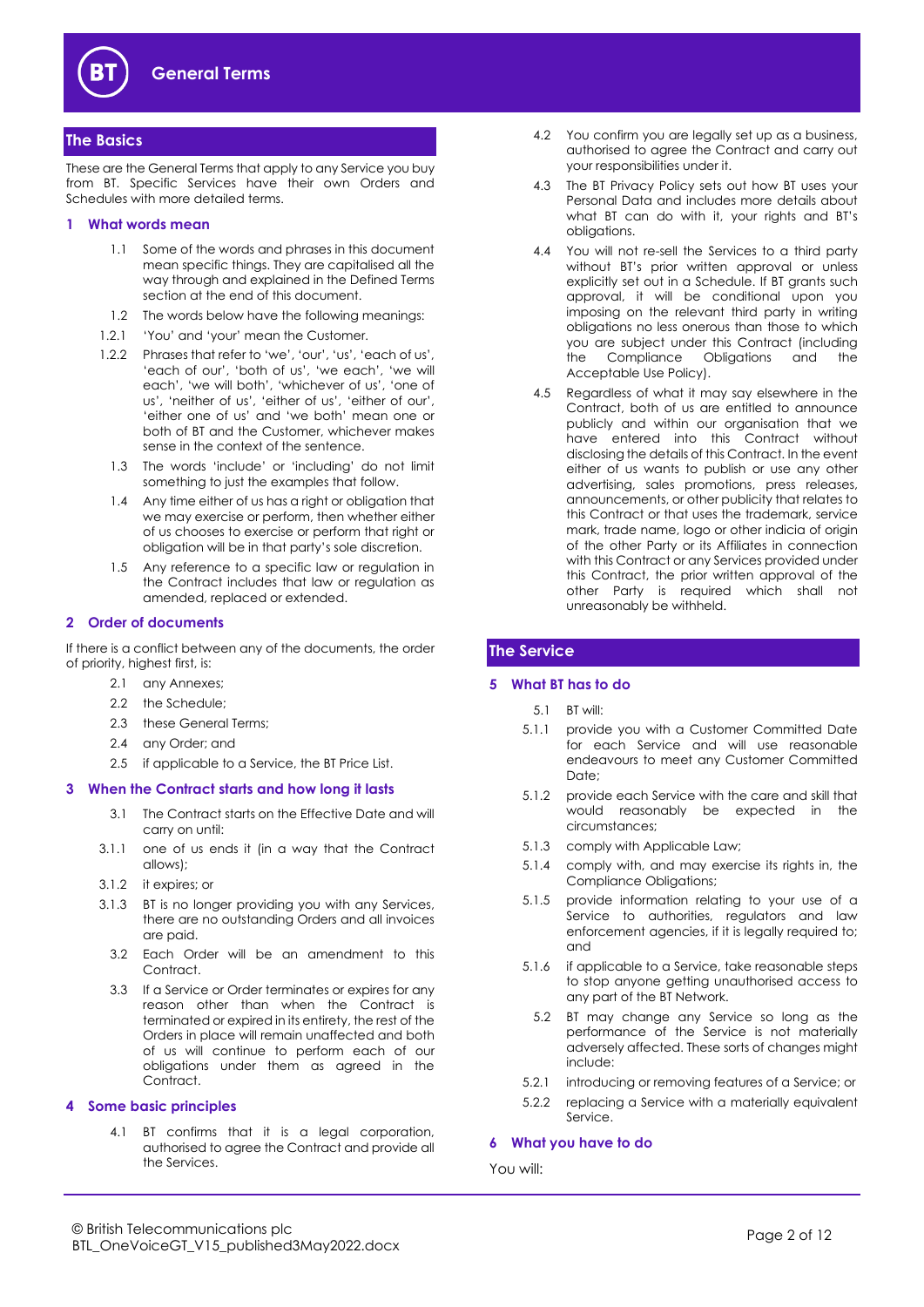## The Basics

These are the General Terms that apply to any Service you buy from BT. Specific Services have their own Orders and Schedules with more detailed terms.

### 1 What words mean

1.1 Some of the words and phrases in this document mean specific things. They are capitalised all the way through and explained in the Defined Terms section at the end of this document.

1.2 The words below have the following meanings:

1.2.1 'You' and 'your' mean the Customer.

1.2.2 Phrases that refer to 'we', 'our', 'us', 'each of us', 'each of our', 'both of us', 'we each', 'we will each', 'we will both', 'whichever of us', 'one of us', 'neither of us', 'either of us', 'either of our', 'either one of us' and 'we both' mean one or both of BT and the Customer, whichever makes sense in the context of the sentence.

1.3 The words 'include' or 'including' do not limit something to just the examples that follow.

1.4 Any time either of us has a right or obligation that we may exercise or perform, then whether either of us chooses to exercise or perform that right or obligation will be in that party's sole discretion.

1.5 Any reference to a specific law or regulation in the Contract includes that law or regulation as amended, replaced or extended.

### 2 Order of documents

If there is a conflict between any of the documents, the order of priority, highest first, is:

2.1 any Annexes;

2.2 the Schedule;

2.3 these General Terms;

2.4 any Order; and

2.5 if applicable to a Service, the BT Price List.

### 3 When the Contract starts and how long it lasts

3.1 The Contract starts on the Effective Date and will carry on until:

3.1.1 one of us ends it (in a way that the Contract allows);

3.1.2 it expires; or

3.1.3 BT is no longer providing you with any Services, there are no outstanding Orders and all invoices are paid.

3.2 Each Order will be an amendment to this Contract.

3.3 If a Service or Order terminates or expires for any reason other than when the Contract is terminated or expired in its entirety, the rest of the Orders in place will remain unaffected and both of us will continue to perform each of our obligations under them as agreed in the Contract.

### 4 Some basic principles

4.1 BT confirms that it is a legal corporation, authorised to agree the Contract and provide all the Services.

4.2 You confirm you are legally set up as a business, authorised to agree the Contract and carry out your responsibilities under it.

4.3 The BT Privacy Policy sets out how BT uses your Personal Data and includes more details about what BT can do with it, your rights and BT's obligations.

4.4 You will not re-sell the Services to a third party without BT's prior written approval or unless explicitly set out in a Schedule. If BT grants such approval, it will be conditional upon you imposing on the relevant third party in writing obligations no less onerous than those to which you are subject under this Contract (including the Compliance Obligations and the Acceptable Use Policy).

4.5 Regardless of what it may say elsewhere in the Contract, both of us are entitled to announce publicly and within our organisation that we have entered into this Contract without disclosing the details of this Contract. In the event either of us wants to publish or use any other advertising, sales promotions, press releases, announcements, or other publicity that relates to this Contract or that uses the trademark, service mark, trade name, logo or other indicia of origin of the other Party or its Affiliates in connection with this Contract or any Services provided under this Contract, the prior written approval of the other Party is required which shall not unreasonably be withheld.

## The Service

### 5 What BT has to do

5.1 BT will:

5.1.1 provide you with a Customer Committed Date for each Service and will use reasonable endeavours to meet any Customer Committed Date;

5.1.2 provide each Service with the care and skill that would reasonably be expected in the circumstances;

5.1.3 comply with Applicable Law;

5.1.4 comply with, and may exercise its rights in, the Compliance Obligations;

5.1.5 provide information relating to your use of a Service to authorities, regulators and law enforcement agencies, if it is legally required to; and

5.1.6 if applicable to a Service, take reasonable steps to stop anyone getting unauthorised access to any part of the BT Network.

5.2 BT may change any Service so long as the performance of the Service is not materially adversely affected. These sorts of changes might include:

5.2.1 introducing or removing features of a Service; or

5.2.2 replacing a Service with a materially equivalent Service.

### 6 What you have to do

You will: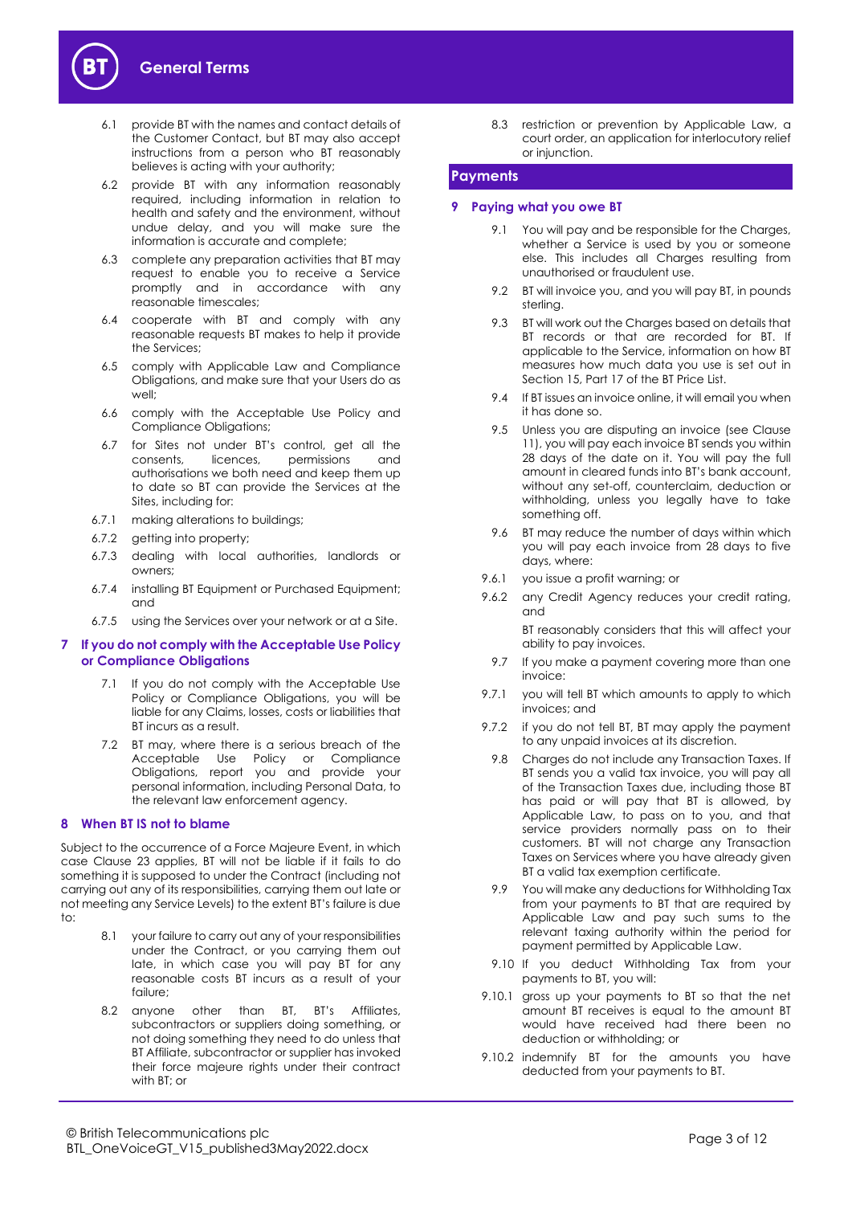6.1 provide BT with the names and contact details of the Customer Contact, but BT may also accept instructions from a person who BT reasonably believes is acting with your authority;

6.2 provide BT with any information reasonably required, including information in relation to health and safety and the environment, without undue delay, and you will make sure the information is accurate and complete;

6.3 complete any preparation activities that BT may request to enable you to receive a Service promptly and in accordance with any reasonable timescales;

6.4 cooperate with BT and comply with any reasonable requests BT makes to help it provide the Services;

6.5 comply with Applicable Law and Compliance Obligations, and make sure that your Users do as well;

6.6 comply with the Acceptable Use Policy and Compliance Obligations;

6.7 for Sites not under BT's control, get all the consents, licences, permissions and authorisations we both need and keep them up to date so BT can provide the Services at the Sites, including for:

6.7.1 making alterations to buildings;

6.7.2 getting into property;

6.7.3 dealing with local authorities, landlords or owners;

6.7.4 installing BT Equipment or Purchased Equipment; and

6.7.5 using the Services over your network or at a Site.

## 7 If you do not comply with the Acceptable Use Policy or Compliance Obligations

7.1 If you do not comply with the Acceptable Use Policy or Compliance Obligations, you will be liable for any Claims, losses, costs or liabilities that BT incurs as a result.

7.2 BT may, where there is a serious breach of the Acceptable Use Policy or Compliance Obligations, report you and provide your personal information, including Personal Data, to the relevant law enforcement agency.

## 8 When BT IS not to blame

Subject to the occurrence of a Force Majeure Event, in which case Clause 23 applies, BT will not be liable if it fails to do something it is supposed to under the Contract (including not carrying out any of its responsibilities, carrying them out late or not meeting any Service Levels) to the extent BT's failure is due to:

8.1 your failure to carry out any of your responsibilities under the Contract, or you carrying them out late, in which case you will pay BT for any reasonable costs BT incurs as a result of your failure;

8.2 anyone other than BT, BT's Affiliates, subcontractors or suppliers doing something, or not doing something they need to do unless that BT Affiliate, subcontractor or supplier has invoked their force majeure rights under their contract with BT; or

8.3 restriction or prevention by Applicable Law, a court order, an application for interlocutory relief or injunction.

# Payments

## 9 Paying what you owe BT

9.1 You will pay and be responsible for the Charges, whether a Service is used by you or someone else. This includes all Charges resulting from unauthorised or fraudulent use.

9.2 BT will invoice you, and you will pay BT, in pounds sterling.

9.3 BT will work out the Charges based on details that BT records or that are recorded for BT. If applicable to the Service, information on how BT measures how much data you use is set out in Section 15, Part 17 of the BT Price List.

9.4 If BT issues an invoice online, it will email you when it has done so.

9.5 Unless you are disputing an invoice (see Clause 11), you will pay each invoice BT sends you within 28 days of the date on it. You will pay the full amount in cleared funds into BT's bank account, without any set-off, counterclaim, deduction or withholding, unless you legally have to take something off.

9.6 BT may reduce the number of days within which you will pay each invoice from 28 days to five days, where:

9.6.1 you issue a profit warning; or

9.6.2 any Credit Agency reduces your credit rating, and

BT reasonably considers that this will affect your ability to pay invoices.

9.7 If you make a payment covering more than one invoice:

9.7.1 you will tell BT which amounts to apply to which invoices; and

9.7.2 if you do not tell BT, BT may apply the payment to any unpaid invoices at its discretion.

9.8 Charges do not include any Transaction Taxes. If BT sends you a valid tax invoice, you will pay all of the Transaction Taxes due, including those BT has paid or will pay that BT is allowed, by Applicable Law, to pass on to you, and that service providers normally pass on to their customers. BT will not charge any Transaction Taxes on Services where you have already given BT a valid tax exemption certificate.

9.9 You will make any deductions for Withholding Tax from your payments to BT that are required by Applicable Law and pay such sums to the relevant taxing authority within the period for payment permitted by Applicable Law.

9.10 If you deduct Withholding Tax from your payments to BT, you will:

9.10.1 gross up your payments to BT so that the net amount BT receives is equal to the amount BT would have received had there been no deduction or withholding; or

9.10.2 indemnify BT for the amounts you have deducted from your payments to BT.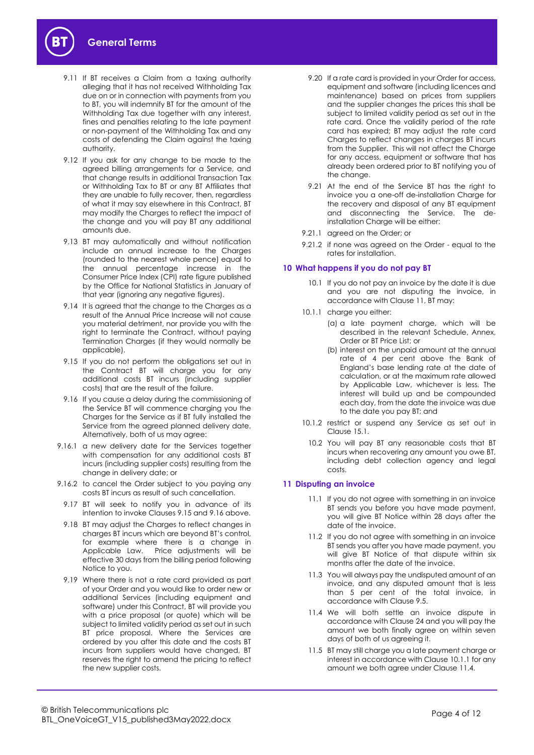9.11 If BT receives a Claim from a taxing authority alleging that it has not received Withholding Tax due on or in connection with payments from you to BT, you will indemnify BT for the amount of the Withholding Tax due together with any interest, fines and penalties relating to the late payment or non-payment of the Withholding Tax and any costs of defending the Claim against the taxing authority.

9.12 If you ask for any change to be made to the agreed billing arrangements for a Service, and that change results in additional Transaction Tax or Withholding Tax to BT or any BT Affiliates that they are unable to fully recover, then, regardless of what it may say elsewhere in this Contract, BT may modify the Charges to reflect the impact of the change and you will pay BT any additional amounts due.

9.13 BT may automatically and without notification include an annual increase to the Charges (rounded to the nearest whole pence) equal to the annual percentage increase in the Consumer Price Index (CPI) rate figure published by the Office for National Statistics in January of that year (ignoring any negative figures).

9.14 It is agreed that the change to the Charges as a result of the Annual Price Increase will not cause you material detriment, nor provide you with the right to terminate the Contract, without paying Termination Charges (if they would normally be applicable).

9.15 If you do not perform the obligations set out in the Contract BT will charge you for any additional costs BT incurs (including supplier costs) that are the result of the failure.

9.16 If you cause a delay during the commissioning of the Service BT will commence charging you the Charges for the Service as if BT fully installed the Service from the agreed planned delivery date. Alternatively, both of us may agree:

9.16.1 a new delivery date for the Services together with compensation for any additional costs BT incurs (including supplier costs) resulting from the change in delivery date; or

9.16.2 to cancel the Order subject to you paying any costs BT incurs as result of such cancellation.

9.17 BT will seek to notify you in advance of its intention to invoke Clauses 9.15 and 9.16 above.

9.18 BT may adjust the Charges to reflect changes in charges BT incurs which are beyond BT's control, for example where there is a change in Applicable Law. Price adjustments will be effective 30 days from the billing period following Notice to you.

9.19 Where there is not a rate card provided as part of your Order and you would like to order new or additional Services (including equipment and software) under this Contract, BT will provide you with a price proposal (or quote) which will be subject to limited validity period as set out in such BT price proposal. Where the Services are ordered by you after this date and the costs BT incurs from suppliers would have changed, BT reserves the right to amend the pricing to reflect the new supplier costs.

9.20 If a rate card is provided in your Order for access, equipment and software (including licences and maintenance) based on prices from suppliers and the supplier changes the prices this shall be subject to limited validity period as set out in the rate card. Once the validity period of the rate card has expired; BT may adjust the rate card Charges to reflect changes in charges BT incurs from the Supplier. This will not affect the Charge for any access, equipment or software that has already been ordered prior to BT notifying you of the change.

9.21 At the end of the Service BT has the right to invoice you a one-off de-installation Charge for the recovery and disposal of any BT equipment and disconnecting the Service. The de-installation Charge will be either:

9.21.1 agreed on the Order; or

9.21.2 if none was agreed on the Order - equal to the rates for installation.

## 10 What happens if you do not pay BT

10.1 If you do not pay an invoice by the date it is due and you are not disputing the invoice, in accordance with Clause 11, BT may:

10.1.1 charge you either:

(a) a late payment charge, which will be described in the relevant Schedule, Annex, Order or BT Price List; or

(b) interest on the unpaid amount at the annual rate of 4 per cent above the Bank of England's base lending rate at the date of calculation, or at the maximum rate allowed by Applicable Law, whichever is less. The interest will build up and be compounded each day, from the date the invoice was due to the date you pay BT; and

10.1.2 restrict or suspend any Service as set out in Clause 15.1.

10.2 You will pay BT any reasonable costs that BT incurs when recovering any amount you owe BT, including debt collection agency and legal costs.

## 11 Disputing an invoice

11.1 If you do not agree with something in an invoice BT sends you before you have made payment, you will give BT Notice within 28 days after the date of the invoice.

11.2 If you do not agree with something in an invoice BT sends you after you have made payment, you will give BT Notice of that dispute within six months after the date of the invoice.

11.3 You will always pay the undisputed amount of an invoice, and any disputed amount that is less than 5 per cent of the total invoice, in accordance with Clause 9.5.

11.4 We will both settle an invoice dispute in accordance with Clause 24 and you will pay the amount we both finally agree on within seven days of both of us agreeing it.

11.5 BT may still charge you a late payment charge or interest in accordance with Clause 10.1.1 for any amount we both agree under Clause 11.4.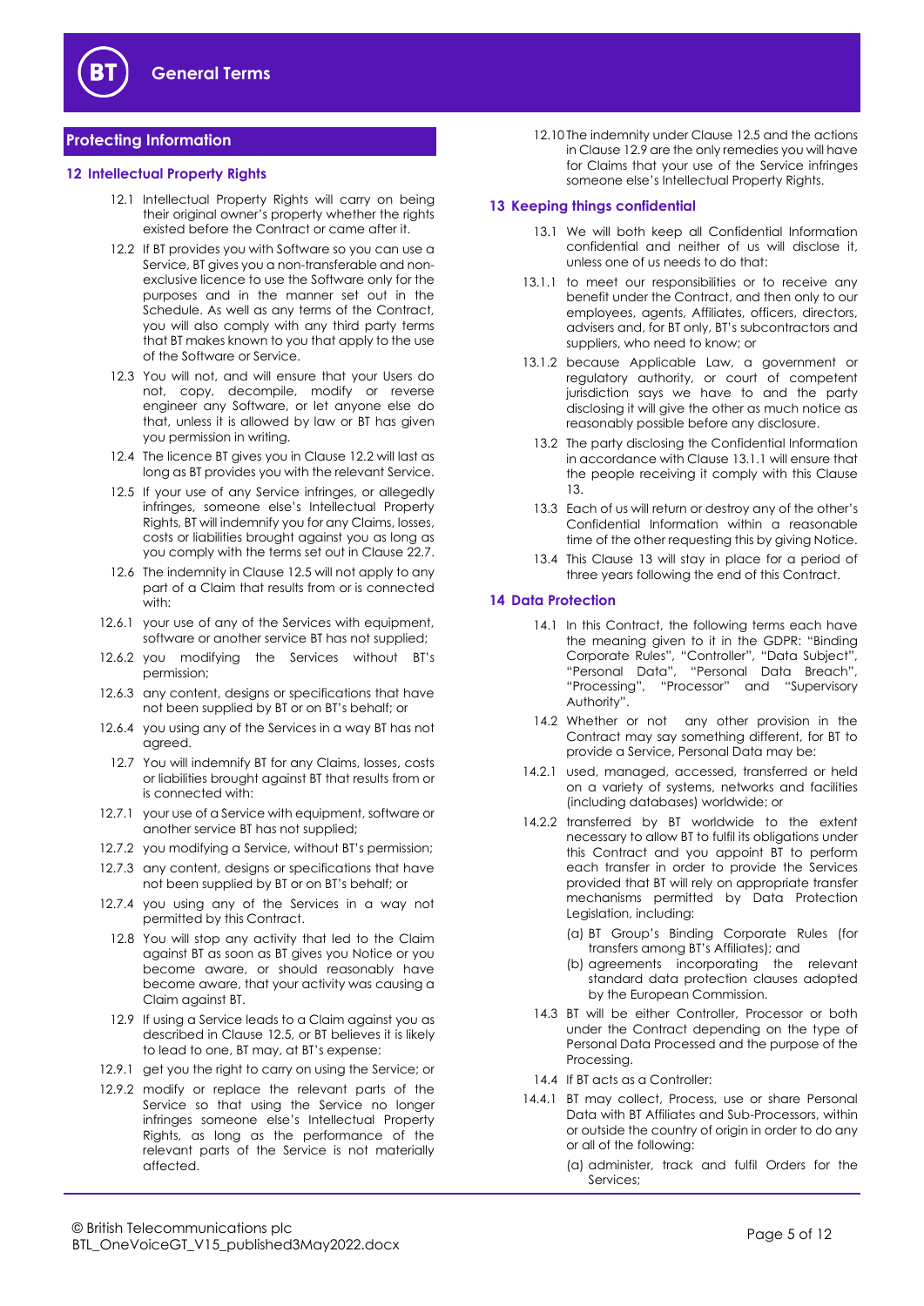## Protecting Information

### 12 Intellectual Property Rights

12.1 Intellectual Property Rights will carry on being their original owner's property whether the rights existed before the Contract or came after it.

12.2 If BT provides you with Software so you can use a Service, BT gives you a non-transferable and non-exclusive licence to use the Software only for the purposes and in the manner set out in the Schedule. As well as any terms of the Contract, you will also comply with any third party terms that BT makes known to you that apply to the use of the Software or Service.

12.3 You will not, and will ensure that your Users do not, copy, decompile, modify or reverse engineer any Software, or let anyone else do that, unless it is allowed by law or BT has given you permission in writing.

12.4 The licence BT gives you in Clause 12.2 will last as long as BT provides you with the relevant Service.

12.5 If your use of any Service infringes, or allegedly infringes, someone else's Intellectual Property Rights, BT will indemnify you for any Claims, losses, costs or liabilities brought against you as long as you comply with the terms set out in Clause 22.7.

12.6 The indemnity in Clause 12.5 will not apply to any part of a Claim that results from or is connected with:

12.6.1 your use of any of the Services with equipment, software or another service BT has not supplied;

12.6.2 you modifying the Services without BT's permission;

12.6.3 any content, designs or specifications that have not been supplied by BT or on BT's behalf; or

12.6.4 you using any of the Services in a way BT has not agreed.

12.7 You will indemnify BT for any Claims, losses, costs or liabilities brought against BT that results from or is connected with:

12.7.1 your use of a Service with equipment, software or another service BT has not supplied;

12.7.2 you modifying a Service, without BT's permission;

12.7.3 any content, designs or specifications that have not been supplied by BT or on BT's behalf; or

12.7.4 you using any of the Services in a way not permitted by this Contract.

12.8 You will stop any activity that led to the Claim against BT as soon as BT gives you Notice or you become aware, or should reasonably have become aware, that your activity was causing a Claim against BT.

12.9 If using a Service leads to a Claim against you as described in Clause 12.5, or BT believes it is likely to lead to one, BT may, at BT's expense:

12.9.1 get you the right to carry on using the Service; or

12.9.2 modify or replace the relevant parts of the Service so that using the Service no longer infringes someone else's Intellectual Property Rights, as long as the performance of the relevant parts of the Service is not materially affected.

12.10 The indemnity under Clause 12.5 and the actions in Clause 12.9 are the only remedies you will have for Claims that your use of the Service infringes someone else's Intellectual Property Rights.

### 13 Keeping things confidential

13.1 We will both keep all Confidential Information confidential and neither of us will disclose it, unless one of us needs to do that:

13.1.1 to meet our responsibilities or to receive any benefit under the Contract, and then only to our employees, agents, Affiliates, officers, directors, advisers and, for BT only, BT's subcontractors and suppliers, who need to know; or

13.1.2 because Applicable Law, a government or regulatory authority, or court of competent jurisdiction says we have to and the party disclosing it will give the other as much notice as reasonably possible before any disclosure.

13.2 The party disclosing the Confidential Information in accordance with Clause 13.1.1 will ensure that the people receiving it comply with this Clause 13.

13.3 Each of us will return or destroy any of the other's Confidential Information within a reasonable time of the other requesting this by giving Notice.

13.4 This Clause 13 will stay in place for a period of three years following the end of this Contract.

### 14 Data Protection

14.1 In this Contract, the following terms each have the meaning given to it in the GDPR: "Binding Corporate Rules", "Controller", "Data Subject", "Personal Data", "Personal Data Breach", "Processing", "Processor" and "Supervisory Authority".

14.2 Whether or not any other provision in the Contract may say something different, for BT to provide a Service, Personal Data may be:

14.2.1 used, managed, accessed, transferred or held on a variety of systems, networks and facilities (including databases) worldwide; or

14.2.2 transferred by BT worldwide to the extent necessary to allow BT to fulfil its obligations under this Contract and you appoint BT to perform each transfer in order to provide the Services provided that BT will rely on appropriate transfer mechanisms permitted by Data Protection Legislation, including:

(a) BT Group's Binding Corporate Rules (for transfers among BT's Affiliates); and

(b) agreements incorporating the relevant standard data protection clauses adopted by the European Commission.

14.3 BT will be either Controller, Processor or both under the Contract depending on the type of Personal Data Processed and the purpose of the Processing.

14.4 If BT acts as a Controller:

14.4.1 BT may collect, Process, use or share Personal Data with BT Affiliates and Sub-Processors, within or outside the country of origin in order to do any or all of the following:

(a) administer, track and fulfil Orders for the Services;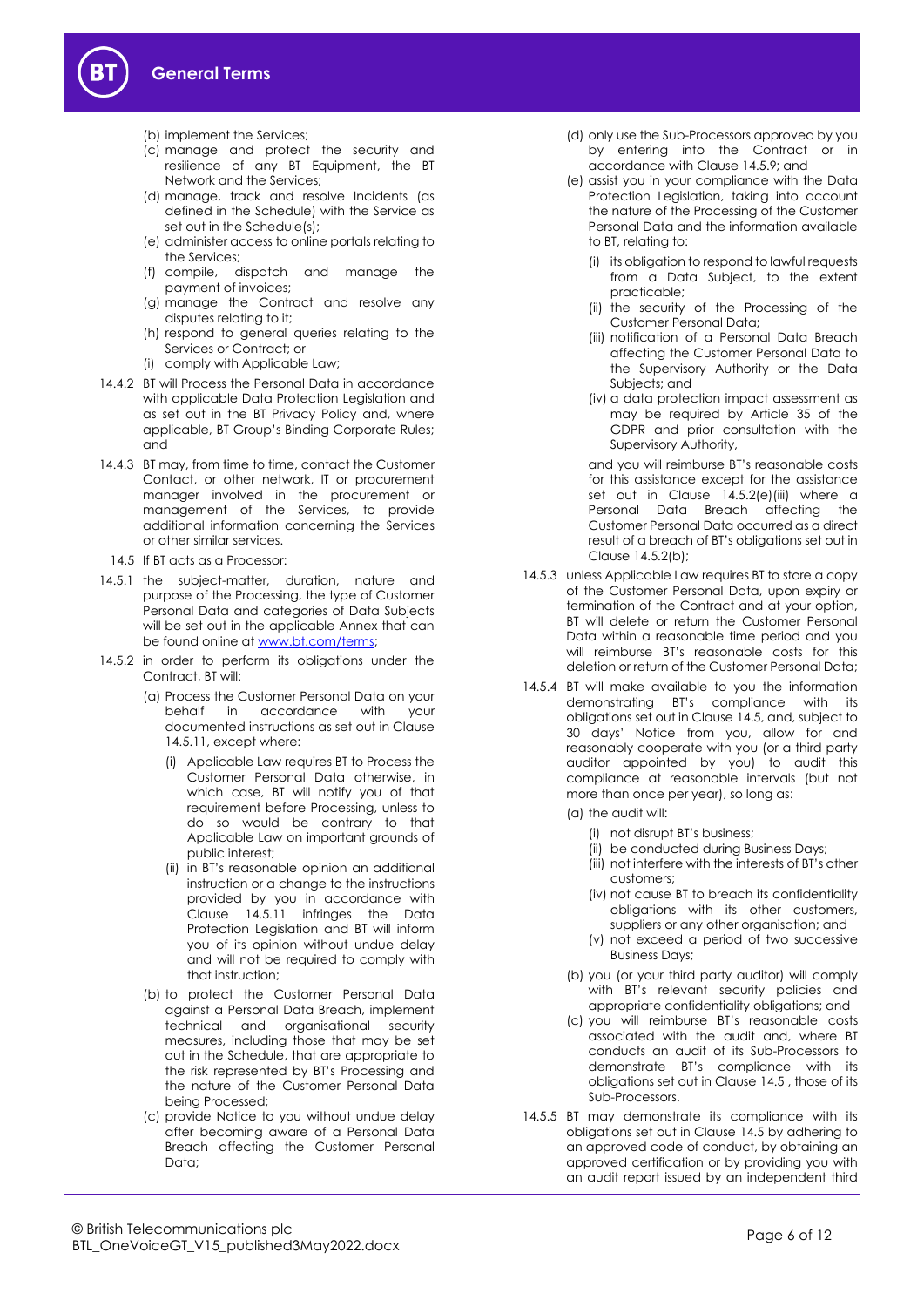(b) implement the Services;

(c) manage and protect the security and resilience of any BT Equipment, the BT Network and the Services;

(d) manage, track and resolve Incidents (as defined in the Schedule) with the Service as set out in the Schedule(s);

(e) administer access to online portals relating to the Services;

(f) compile, dispatch and manage the payment of invoices;

(g) manage the Contract and resolve any disputes relating to it;

(h) respond to general queries relating to the Services or Contract; or

(i) comply with Applicable Law;

14.4.2 BT will Process the Personal Data in accordance with applicable Data Protection Legislation and as set out in the BT Privacy Policy and, where applicable, BT Group's Binding Corporate Rules; and

14.4.3 BT may, from time to time, contact the Customer Contact, or other network, IT or procurement manager involved in the procurement or management of the Services, to provide additional information concerning the Services or other similar services.

14.5 If BT acts as a Processor:

14.5.1 the subject-matter, duration, nature and purpose of the Processing, the type of Customer Personal Data and categories of Data Subjects will be set out in the applicable Annex that can be found online at www.bt.com/terms;

14.5.2 in order to perform its obligations under the Contract, BT will:

(a) Process the Customer Personal Data on your behalf in accordance with your documented instructions as set out in Clause 14.5.11, except where:

(i) Applicable Law requires BT to Process the Customer Personal Data otherwise, in which case, BT will notify you of that requirement before Processing, unless to do so would be contrary to that Applicable Law on important grounds of public interest;

(ii) in BT's reasonable opinion an additional instruction or a change to the instructions provided by you in accordance with Clause 14.5.11 infringes the Data Protection Legislation and BT will inform you of its opinion without undue delay and will not be required to comply with that instruction;

(b) to protect the Customer Personal Data against a Personal Data Breach, implement technical and organisational security measures, including those that may be set out in the Schedule, that are appropriate to the risk represented by BT's Processing and the nature of the Customer Personal Data being Processed;

(c) provide Notice to you without undue delay after becoming aware of a Personal Data Breach affecting the Customer Personal Data;

(d) only use the Sub-Processors approved by you by entering into the Contract or in accordance with Clause 14.5.9; and

(e) assist you in your compliance with the Data Protection Legislation, taking into account the nature of the Processing of the Customer Personal Data and the information available to BT, relating to:

(i) its obligation to respond to lawful requests from a Data Subject, to the extent practicable;

(ii) the security of the Processing of the Customer Personal Data;

(iii) notification of a Personal Data Breach affecting the Customer Personal Data to the Supervisory Authority or the Data Subjects; and

(iv) a data protection impact assessment as may be required by Article 35 of the GDPR and prior consultation with the Supervisory Authority,

and you will reimburse BT's reasonable costs for this assistance except for the assistance set out in Clause 14.5.2(e)(iii) where a Personal Data Breach affecting the Customer Personal Data occurred as a direct result of a breach of BT's obligations set out in Clause 14.5.2(b);

14.5.3 unless Applicable Law requires BT to store a copy of the Customer Personal Data, upon expiry or termination of the Contract and at your option, BT will delete or return the Customer Personal Data within a reasonable time period and you will reimburse BT's reasonable costs for this deletion or return of the Customer Personal Data;

14.5.4 BT will make available to you the information demonstrating BT's compliance with its obligations set out in Clause 14.5, and, subject to 30 days' Notice from you, allow for and reasonably cooperate with you (or a third party auditor appointed by you) to audit this compliance at reasonable intervals (but not more than once per year), so long as:

(a) the audit will:

(i) not disrupt BT's business;

(ii) be conducted during Business Days;

(iii) not interfere with the interests of BT's other customers;

(iv) not cause BT to breach its confidentiality obligations with its other customers, suppliers or any other organisation; and

(v) not exceed a period of two successive Business Days;

(b) you (or your third party auditor) will comply with BT's relevant security policies and appropriate confidentiality obligations; and

(c) you will reimburse BT's reasonable costs associated with the audit and, where BT conducts an audit of its Sub-Processors to demonstrate BT's compliance with its obligations set out in Clause 14.5 , those of its Sub-Processors.

14.5.5 BT may demonstrate its compliance with its obligations set out in Clause 14.5 by adhering to an approved code of conduct, by obtaining an approved certification or by providing you with an audit report issued by an independent third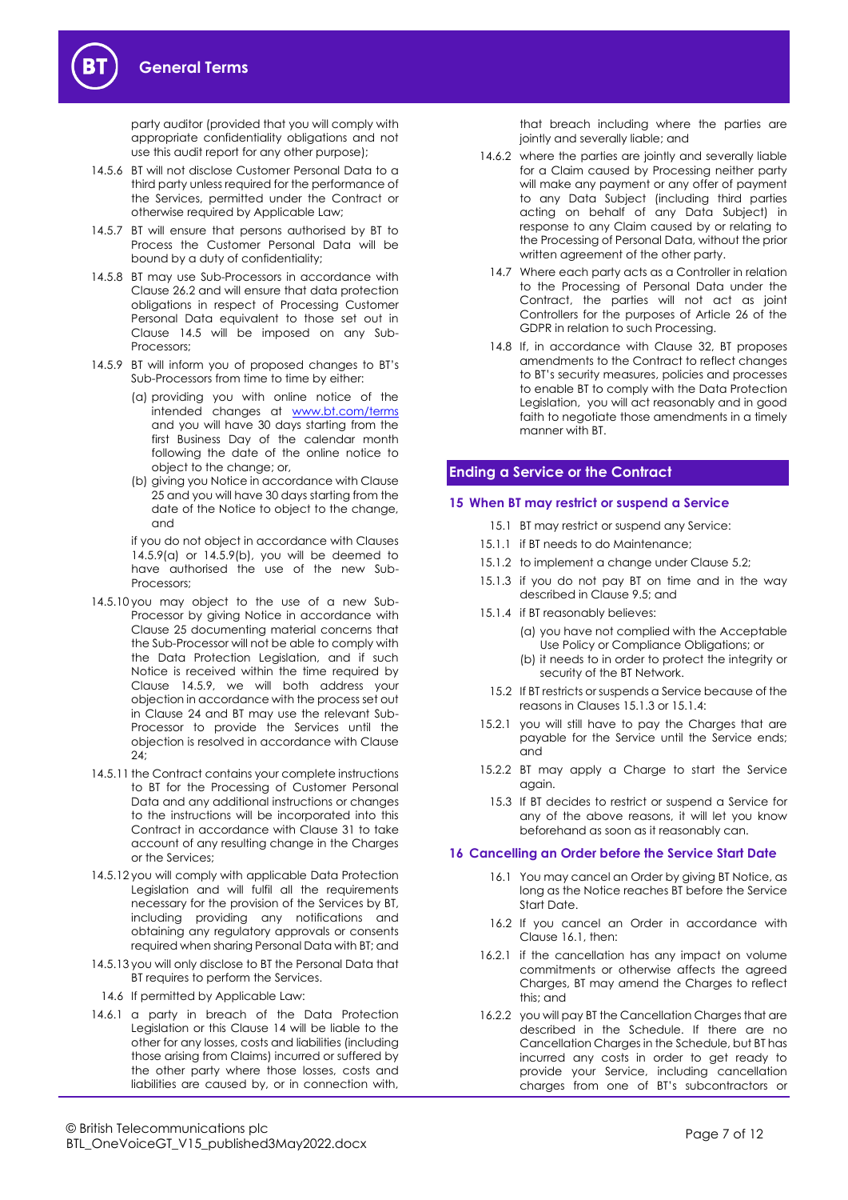party auditor (provided that you will comply with appropriate confidentiality obligations and not use this audit report for any other purpose);

14.5.6 BT will not disclose Customer Personal Data to a third party unless required for the performance of the Services, permitted under the Contract or otherwise required by Applicable Law;

14.5.7 BT will ensure that persons authorised by BT to Process the Customer Personal Data will be bound by a duty of confidentiality;

14.5.8 BT may use Sub-Processors in accordance with Clause 26.2 and will ensure that data protection obligations in respect of Processing Customer Personal Data equivalent to those set out in Clause 14.5 will be imposed on any Sub-Processors;

14.5.9 BT will inform you of proposed changes to BT's Sub-Processors from time to time by either:

(a) providing you with online notice of the intended changes at www.bt.com/terms and you will have 30 days starting from the first Business Day of the calendar month following the date of the online notice to object to the change; or,

(b) giving you Notice in accordance with Clause 25 and you will have 30 days starting from the date of the Notice to object to the change, and

if you do not object in accordance with Clauses 14.5.9(a) or 14.5.9(b), you will be deemed to have authorised the use of the new Sub-Processors;

14.5.10 you may object to the use of a new Sub-Processor by giving Notice in accordance with Clause 25 documenting material concerns that the Sub-Processor will not be able to comply with the Data Protection Legislation, and if such Notice is received within the time required by Clause 14.5.9, we will both address your objection in accordance with the process set out in Clause 24 and BT may use the relevant Sub-Processor to provide the Services until the objection is resolved in accordance with Clause 24;

14.5.11 the Contract contains your complete instructions to BT for the Processing of Customer Personal Data and any additional instructions or changes to the instructions will be incorporated into this Contract in accordance with Clause 31 to take account of any resulting change in the Charges or the Services;

14.5.12 you will comply with applicable Data Protection Legislation and will fulfil all the requirements necessary for the provision of the Services by BT, including providing any notifications and obtaining any regulatory approvals or consents required when sharing Personal Data with BT; and

14.5.13 you will only disclose to BT the Personal Data that BT requires to perform the Services.

14.6 If permitted by Applicable Law:

14.6.1 a party in breach of the Data Protection Legislation or this Clause 14 will be liable to the other for any losses, costs and liabilities (including those arising from Claims) incurred or suffered by the other party where those losses, costs and liabilities are caused by, or in connection with, that breach including where the parties are jointly and severally liable; and

14.6.2 where the parties are jointly and severally liable for a Claim caused by Processing neither party will make any payment or any offer of payment to any Data Subject (including third parties acting on behalf of any Data Subject) in response to any Claim caused by or relating to the Processing of Personal Data, without the prior written agreement of the other party.

14.7 Where each party acts as a Controller in relation to the Processing of Personal Data under the Contract, the parties will not act as joint Controllers for the purposes of Article 26 of the GDPR in relation to such Processing.

14.8 If, in accordance with Clause 32, BT proposes amendments to the Contract to reflect changes to BT's security measures, policies and processes to enable BT to comply with the Data Protection Legislation, you will act reasonably and in good faith to negotiate those amendments in a timely manner with BT.

## Ending a Service or the Contract

### 15 When BT may restrict or suspend a Service

15.1 BT may restrict or suspend any Service:

15.1.1 if BT needs to do Maintenance;

15.1.2 to implement a change under Clause 5.2;

15.1.3 if you do not pay BT on time and in the way described in Clause 9.5; and

15.1.4 if BT reasonably believes:

(a) you have not complied with the Acceptable Use Policy or Compliance Obligations; or

(b) it needs to in order to protect the integrity or security of the BT Network.

15.2 If BT restricts or suspends a Service because of the reasons in Clauses 15.1.3 or 15.1.4:

15.2.1 you will still have to pay the Charges that are payable for the Service until the Service ends; and

15.2.2 BT may apply a Charge to start the Service again.

15.3 If BT decides to restrict or suspend a Service for any of the above reasons, it will let you know beforehand as soon as it reasonably can.

### 16 Cancelling an Order before the Service Start Date

16.1 You may cancel an Order by giving BT Notice, as long as the Notice reaches BT before the Service Start Date.

16.2 If you cancel an Order in accordance with Clause 16.1, then:

16.2.1 if the cancellation has any impact on volume commitments or otherwise affects the agreed Charges, BT may amend the Charges to reflect this; and

16.2.2 you will pay BT the Cancellation Charges that are described in the Schedule. If there are no Cancellation Charges in the Schedule, but BT has incurred any costs in order to get ready to provide your Service, including cancellation charges from one of BT's subcontractors or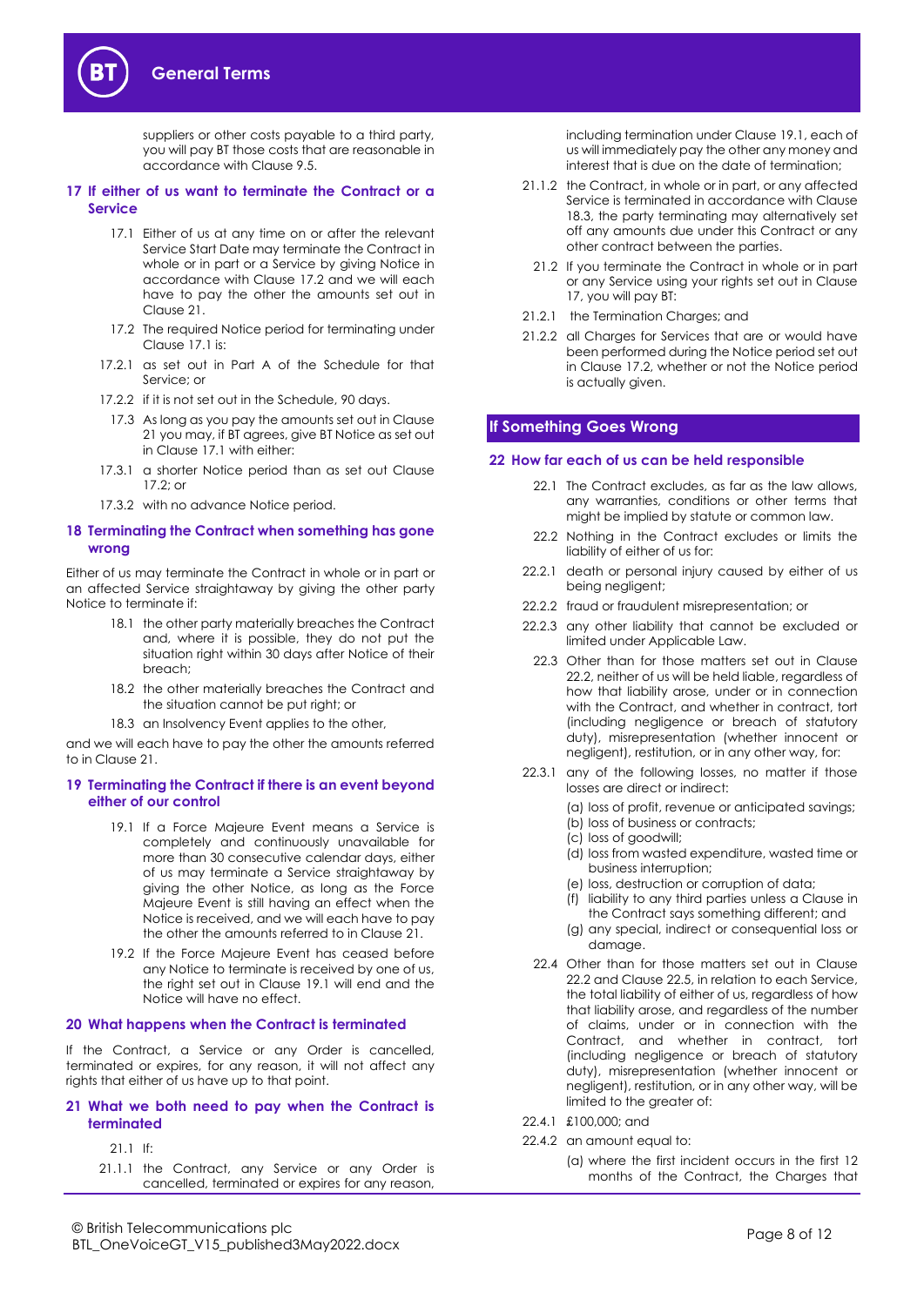suppliers or other costs payable to a third party, you will pay BT those costs that are reasonable in accordance with Clause 9.5.

## 17 If either of us want to terminate the Contract or a Service

17.1 Either of us at any time on or after the relevant Service Start Date may terminate the Contract in whole or in part or a Service by giving Notice in accordance with Clause 17.2 and we will each have to pay the other the amounts set out in Clause 21.

17.2 The required Notice period for terminating under Clause 17.1 is:

17.2.1 as set out in Part A of the Schedule for that Service; or

17.2.2 if it is not set out in the Schedule, 90 days.

17.3 As long as you pay the amounts set out in Clause 21 you may, if BT agrees, give BT Notice as set out in Clause 17.1 with either:

17.3.1 a shorter Notice period than as set out Clause 17.2; or

17.3.2 with no advance Notice period.

## 18 Terminating the Contract when something has gone wrong

Either of us may terminate the Contract in whole or in part or an affected Service straightaway by giving the other party Notice to terminate if:

18.1 the other party materially breaches the Contract and, where it is possible, they do not put the situation right within 30 days after Notice of their breach;

18.2 the other materially breaches the Contract and the situation cannot be put right; or

18.3 an Insolvency Event applies to the other,

and we will each have to pay the other the amounts referred to in Clause 21.

## 19 Terminating the Contract if there is an event beyond either of our control

19.1 If a Force Majeure Event means a Service is completely and continuously unavailable for more than 30 consecutive calendar days, either of us may terminate a Service straightaway by giving the other Notice, as long as the Force Majeure Event is still having an effect when the Notice is received, and we will each have to pay the other the amounts referred to in Clause 21.

19.2 If the Force Majeure Event has ceased before any Notice to terminate is received by one of us, the right set out in Clause 19.1 will end and the Notice will have no effect.

## 20 What happens when the Contract is terminated

If the Contract, a Service or any Order is cancelled, terminated or expires, for any reason, it will not affect any rights that either of us have up to that point.

## 21 What we both need to pay when the Contract is terminated

21.1 If:

21.1.1 the Contract, any Service or any Order is cancelled, terminated or expires for any reason, including termination under Clause 19.1, each of us will immediately pay the other any money and interest that is due on the date of termination;

21.1.2 the Contract, in whole or in part, or any affected Service is terminated in accordance with Clause 18.3, the party terminating may alternatively set off any amounts due under this Contract or any other contract between the parties.

21.2 If you terminate the Contract in whole or in part or any Service using your rights set out in Clause 17, you will pay BT:

21.2.1 the Termination Charges; and

21.2.2 all Charges for Services that are or would have been performed during the Notice period set out in Clause 17.2, whether or not the Notice period is actually given.

# If Something Goes Wrong

## 22 How far each of us can be held responsible

22.1 The Contract excludes, as far as the law allows, any warranties, conditions or other terms that might be implied by statute or common law.

22.2 Nothing in the Contract excludes or limits the liability of either of us for:

22.2.1 death or personal injury caused by either of us being negligent;

22.2.2 fraud or fraudulent misrepresentation; or

22.2.3 any other liability that cannot be excluded or limited under Applicable Law.

22.3 Other than for those matters set out in Clause 22.2, neither of us will be held liable, regardless of how that liability arose, under or in connection with the Contract, and whether in contract, tort (including negligence or breach of statutory duty), misrepresentation (whether innocent or negligent), restitution, or in any other way, for:

22.3.1 any of the following losses, no matter if those losses are direct or indirect:

(a) loss of profit, revenue or anticipated savings;
(b) loss of business or contracts;
(c) loss of goodwill;
(d) loss from wasted expenditure, wasted time or business interruption;
(e) loss, destruction or corruption of data;
(f) liability to any third parties unless a Clause in the Contract says something different; and
(g) any special, indirect or consequential loss or damage.

22.4 Other than for those matters set out in Clause 22.2 and Clause 22.5, in relation to each Service, the total liability of either of us, regardless of how that liability arose, and regardless of the number of claims, under or in connection with the Contract, and whether in contract, tort (including negligence or breach of statutory duty), misrepresentation (whether innocent or negligent), restitution, or in any other way, will be limited to the greater of:

22.4.1 £100,000; and

22.4.2 an amount equal to:

(a) where the first incident occurs in the first 12 months of the Contract, the Charges that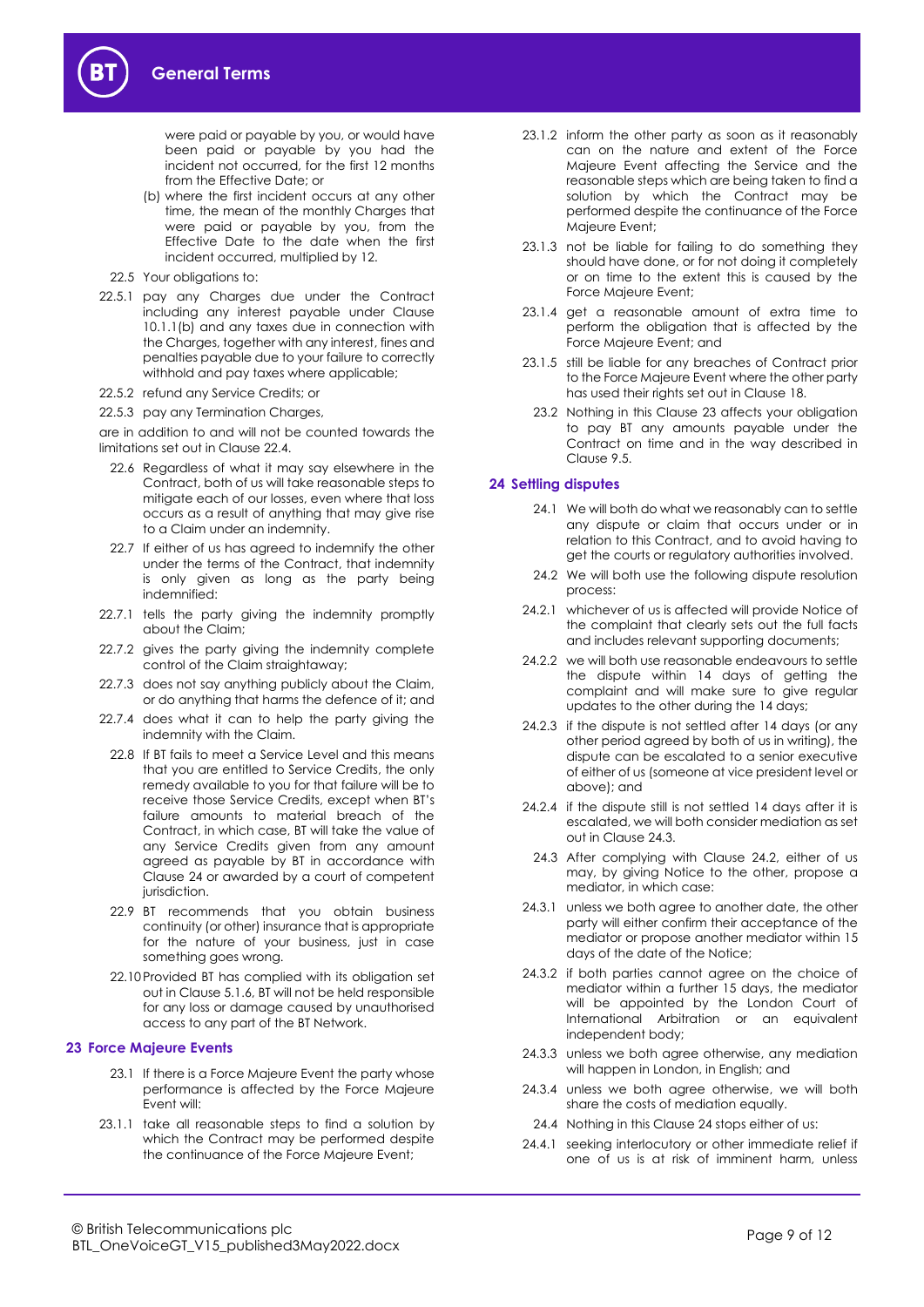were paid or payable by you, or would have been paid or payable by you had the incident not occurred, for the first 12 months from the Effective Date; or

(b) where the first incident occurs at any other time, the mean of the monthly Charges that were paid or payable by you, from the Effective Date to the date when the first incident occurred, multiplied by 12.

22.5 Your obligations to:

22.5.1 pay any Charges due under the Contract including any interest payable under Clause 10.1.1(b) and any taxes due in connection with the Charges, together with any interest, fines and penalties payable due to your failure to correctly withhold and pay taxes where applicable;

22.5.2 refund any Service Credits; or

22.5.3 pay any Termination Charges,

are in addition to and will not be counted towards the limitations set out in Clause 22.4.

22.6 Regardless of what it may say elsewhere in the Contract, both of us will take reasonable steps to mitigate each of our losses, even where that loss occurs as a result of anything that may give rise to a Claim under an indemnity.

22.7 If either of us has agreed to indemnify the other under the terms of the Contract, that indemnity is only given as long as the party being indemnified:

22.7.1 tells the party giving the indemnity promptly about the Claim;

22.7.2 gives the party giving the indemnity complete control of the Claim straightaway;

22.7.3 does not say anything publicly about the Claim, or do anything that harms the defence of it; and

22.7.4 does what it can to help the party giving the indemnity with the Claim.

22.8 If BT fails to meet a Service Level and this means that you are entitled to Service Credits, the only remedy available to you for that failure will be to receive those Service Credits, except when BT's failure amounts to material breach of the Contract, in which case, BT will take the value of any Service Credits given from any amount agreed as payable by BT in accordance with Clause 24 or awarded by a court of competent jurisdiction.

22.9 BT recommends that you obtain business continuity (or other) insurance that is appropriate for the nature of your business, just in case something goes wrong.

22.10 Provided BT has complied with its obligation set out in Clause 5.1.6, BT will not be held responsible for any loss or damage caused by unauthorised access to any part of the BT Network.

## 23 Force Majeure Events

23.1 If there is a Force Majeure Event the party whose performance is affected by the Force Majeure Event will:

23.1.1 take all reasonable steps to find a solution by which the Contract may be performed despite the continuance of the Force Majeure Event;

23.1.2 inform the other party as soon as it reasonably can on the nature and extent of the Force Majeure Event affecting the Service and the reasonable steps which are being taken to find a solution by which the Contract may be performed despite the continuance of the Force Majeure Event;

23.1.3 not be liable for failing to do something they should have done, or for not doing it completely or on time to the extent this is caused by the Force Majeure Event;

23.1.4 get a reasonable amount of extra time to perform the obligation that is affected by the Force Majeure Event; and

23.1.5 still be liable for any breaches of Contract prior to the Force Majeure Event where the other party has used their rights set out in Clause 18.

23.2 Nothing in this Clause 23 affects your obligation to pay BT any amounts payable under the Contract on time and in the way described in Clause 9.5.

## 24 Settling disputes

24.1 We will both do what we reasonably can to settle any dispute or claim that occurs under or in relation to this Contract, and to avoid having to get the courts or regulatory authorities involved.

24.2 We will both use the following dispute resolution process:

24.2.1 whichever of us is affected will provide Notice of the complaint that clearly sets out the full facts and includes relevant supporting documents;

24.2.2 we will both use reasonable endeavours to settle the dispute within 14 days of getting the complaint and will make sure to give regular updates to the other during the 14 days;

24.2.3 if the dispute is not settled after 14 days (or any other period agreed by both of us in writing), the dispute can be escalated to a senior executive of either of us (someone at vice president level or above); and

24.2.4 if the dispute still is not settled 14 days after it is escalated, we will both consider mediation as set out in Clause 24.3.

24.3 After complying with Clause 24.2, either of us may, by giving Notice to the other, propose a mediator, in which case:

24.3.1 unless we both agree to another date, the other party will either confirm their acceptance of the mediator or propose another mediator within 15 days of the date of the Notice;

24.3.2 if both parties cannot agree on the choice of mediator within a further 15 days, the mediator will be appointed by the London Court of International Arbitration or an equivalent independent body;

24.3.3 unless we both agree otherwise, any mediation will happen in London, in English; and

24.3.4 unless we both agree otherwise, we will both share the costs of mediation equally.

24.4 Nothing in this Clause 24 stops either of us:

24.4.1 seeking interlocutory or other immediate relief if one of us is at risk of imminent harm, unless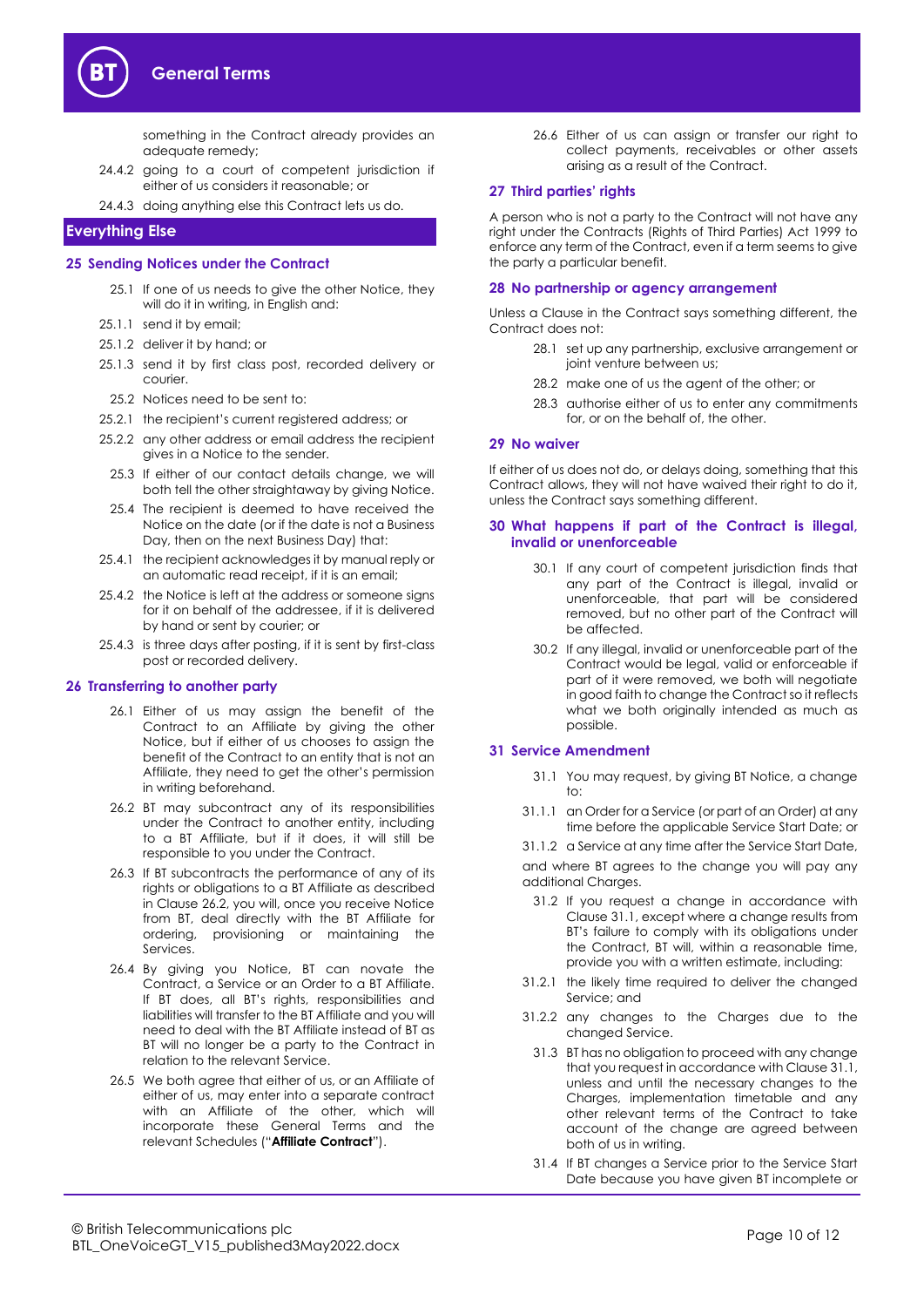something in the Contract already provides an adequate remedy;

24.4.2 going to a court of competent jurisdiction if either of us considers it reasonable; or

24.4.3 doing anything else this Contract lets us do.

## Everything Else

### 25 Sending Notices under the Contract

25.1 If one of us needs to give the other Notice, they will do it in writing, in English and:

25.1.1 send it by email;

25.1.2 deliver it by hand; or

25.1.3 send it by first class post, recorded delivery or courier.

25.2 Notices need to be sent to:

25.2.1 the recipient's current registered address; or

25.2.2 any other address or email address the recipient gives in a Notice to the sender.

25.3 If either of our contact details change, we will both tell the other straightaway by giving Notice.

25.4 The recipient is deemed to have received the Notice on the date (or if the date is not a Business Day, then on the next Business Day) that:

25.4.1 the recipient acknowledges it by manual reply or an automatic read receipt, if it is an email;

25.4.2 the Notice is left at the address or someone signs for it on behalf of the addressee, if it is delivered by hand or sent by courier; or

25.4.3 is three days after posting, if it is sent by first-class post or recorded delivery.

### 26 Transferring to another party

26.1 Either of us may assign the benefit of the Contract to an Affiliate by giving the other Notice, but if either of us chooses to assign the benefit of the Contract to an entity that is not an Affiliate, they need to get the other's permission in writing beforehand.

26.2 BT may subcontract any of its responsibilities under the Contract to another entity, including to a BT Affiliate, but if it does, it will still be responsible to you under the Contract.

26.3 If BT subcontracts the performance of any of its rights or obligations to a BT Affiliate as described in Clause 26.2, you will, once you receive Notice from BT, deal directly with the BT Affiliate for ordering, provisioning or maintaining the Services.

26.4 By giving you Notice, BT can novate the Contract, a Service or an Order to a BT Affiliate. If BT does, all BT's rights, responsibilities and liabilities will transfer to the BT Affiliate and you will need to deal with the BT Affiliate instead of BT as BT will no longer be a party to the Contract in relation to the relevant Service.

26.5 We both agree that either of us, or an Affiliate of either of us, may enter into a separate contract with an Affiliate of the other, which will incorporate these General Terms and the relevant Schedules ("**Affiliate Contract**").

26.6 Either of us can assign or transfer our right to collect payments, receivables or other assets arising as a result of the Contract.

### 27 Third parties' rights

A person who is not a party to the Contract will not have any right under the Contracts (Rights of Third Parties) Act 1999 to enforce any term of the Contract, even if a term seems to give the party a particular benefit.

### 28 No partnership or agency arrangement

Unless a Clause in the Contract says something different, the Contract does not:

28.1 set up any partnership, exclusive arrangement or joint venture between us;

28.2 make one of us the agent of the other; or

28.3 authorise either of us to enter any commitments for, or on the behalf of, the other.

### 29 No waiver

If either of us does not do, or delays doing, something that this Contract allows, they will not have waived their right to do it, unless the Contract says something different.

### 30 What happens if part of the Contract is illegal, invalid or unenforceable

30.1 If any court of competent jurisdiction finds that any part of the Contract is illegal, invalid or unenforceable, that part will be considered removed, but no other part of the Contract will be affected.

30.2 If any illegal, invalid or unenforceable part of the Contract would be legal, valid or enforceable if part of it were removed, we both will negotiate in good faith to change the Contract so it reflects what we both originally intended as much as possible.

### 31 Service Amendment

31.1 You may request, by giving BT Notice, a change to:

31.1.1 an Order for a Service (or part of an Order) at any time before the applicable Service Start Date; or

31.1.2 a Service at any time after the Service Start Date,

and where BT agrees to the change you will pay any additional Charges.

31.2 If you request a change in accordance with Clause 31.1, except where a change results from BT's failure to comply with its obligations under the Contract, BT will, within a reasonable time, provide you with a written estimate, including:

31.2.1 the likely time required to deliver the changed Service; and

31.2.2 any changes to the Charges due to the changed Service.

31.3 BT has no obligation to proceed with any change that you request in accordance with Clause 31.1, unless and until the necessary changes to the Charges, implementation timetable and any other relevant terms of the Contract to take account of the change are agreed between both of us in writing.

31.4 If BT changes a Service prior to the Service Start Date because you have given BT incomplete or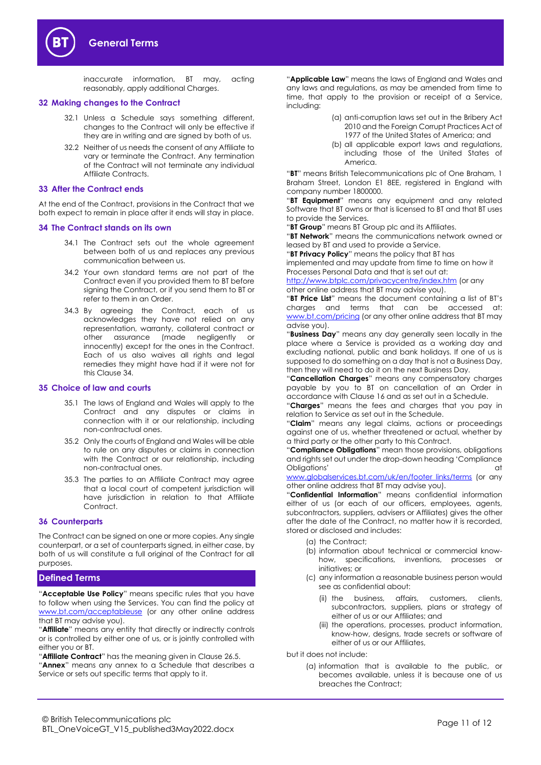inaccurate information, BT may, acting reasonably, apply additional Charges.

## 32 Making changes to the Contract

32.1 Unless a Schedule says something different, changes to the Contract will only be effective if they are in writing and are signed by both of us.

32.2 Neither of us needs the consent of any Affiliate to vary or terminate the Contract. Any termination of the Contract will not terminate any individual Affiliate Contracts.

## 33 After the Contract ends

At the end of the Contract, provisions in the Contract that we both expect to remain in place after it ends will stay in place.

## 34 The Contract stands on its own

34.1 The Contract sets out the whole agreement between both of us and replaces any previous communication between us.

34.2 Your own standard terms are not part of the Contract even if you provided them to BT before signing the Contract, or if you send them to BT or refer to them in an Order.

34.3 By agreeing the Contract, each of us acknowledges they have not relied on any representation, warranty, collateral contract or other assurance (made negligently or innocently) except for the ones in the Contract. Each of us also waives all rights and legal remedies they might have had if it were not for this Clause 34.

## 35 Choice of law and courts

35.1 The laws of England and Wales will apply to the Contract and any disputes or claims in connection with it or our relationship, including non-contractual ones.

35.2 Only the courts of England and Wales will be able to rule on any disputes or claims in connection with the Contract or our relationship, including non-contractual ones.

35.3 The parties to an Affiliate Contract may agree that a local court of competent jurisdiction will have jurisdiction in relation to that Affiliate Contract.

## 36 Counterparts

The Contract can be signed on one or more copies. Any single counterpart, or a set of counterparts signed, in either case, by both of us will constitute a full original of the Contract for all purposes.

## Defined Terms

"**Acceptable Use Policy**" means specific rules that you have to follow when using the Services. You can find the policy at www.bt.com/acceptableuse (or any other online address that BT may advise you).

"**Affiliate**" means any entity that directly or indirectly controls or is controlled by either one of us, or is jointly controlled with either you or BT.

"**Affiliate Contract**" has the meaning given in Clause 26.5.

"**Annex**" means any annex to a Schedule that describes a Service or sets out specific terms that apply to it.

"**Applicable Law**" means the laws of England and Wales and any laws and regulations, as may be amended from time to time, that apply to the provision or receipt of a Service, including:

(a) anti-corruption laws set out in the Bribery Act 2010 and the Foreign Corrupt Practices Act of 1977 of the United States of America; and

(b) all applicable export laws and regulations, including those of the United States of America.

"**BT**" means British Telecommunications plc of One Braham, 1 Braham Street, London E1 8EE, registered in England with company number 1800000.

"**BT Equipment**" means any equipment and any related Software that BT owns or that is licensed to BT and that BT uses to provide the Services.

"**BT Group**" means BT Group plc and its Affiliates.

"**BT Network**" means the communications network owned or leased by BT and used to provide a Service.

"**BT Privacy Policy**" means the policy that BT has implemented and may update from time to time on how it Processes Personal Data and that is set out at: http://www.btplc.com/privacycentre/index.htm (or any other online address that BT may advise you).

"**BT Price List**" means the document containing a list of BT's charges and terms that can be accessed at: www.bt.com/pricing (or any other online address that BT may advise you).

"**Business Day**" means any day generally seen locally in the place where a Service is provided as a working day and excluding national, public and bank holidays. If one of us is supposed to do something on a day that is not a Business Day, then they will need to do it on the next Business Day.

"**Cancellation Charges**" means any compensatory charges payable by you to BT on cancellation of an Order in accordance with Clause 16 and as set out in a Schedule.

"**Charges**" means the fees and charges that you pay in relation to Service as set out in the Schedule.

"**Claim**" means any legal claims, actions or proceedings against one of us, whether threatened or actual, whether by a third party or the other party to this Contract.

"**Compliance Obligations**" mean those provisions, obligations and rights set out under the drop-down heading 'Compliance Obligations' at www.globalservices.bt.com/uk/en/footer_links/terms (or any other online address that BT may advise you).

"**Confidential Information**" means confidential information either of us (or each of our officers, employees, agents, subcontractors, suppliers, advisers or Affiliates) gives the other after the date of the Contract, no matter how it is recorded, stored or disclosed and includes:

(a) the Contract;

(b) information about technical or commercial know-how, specifications, inventions, processes or initiatives; or

(c) any information a reasonable business person would see as confidential about:

(ii) the business, affairs, customers, clients, subcontractors, suppliers, plans or strategy of either of us or our Affiliates; and

(iii) the operations, processes, product information, know-how, designs, trade secrets or software of either of us or our Affiliates,

but it does not include:

(a) information that is available to the public, or becomes available, unless it is because one of us breaches the Contract;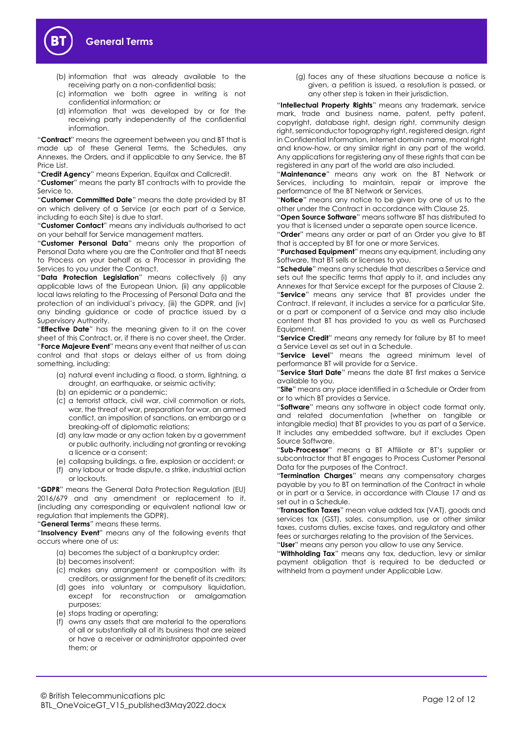(b) information that was already available to the receiving party on a non-confidential basis;
(c) information we both agree in writing is not confidential information; or
(d) information that was developed by or for the receiving party independently of the confidential information.

"**Contract**" means the agreement between you and BT that is made up of these General Terms, the Schedules, any Annexes, the Orders, and if applicable to any Service, the BT Price List.

"**Credit Agency**" means Experian, Equifax and Callcredit.

"**Customer**" means the party BT contracts with to provide the Service to.

"**Customer Committed Date**" means the date provided by BT on which delivery of a Service (or each part of a Service, including to each Site) is due to start.

"**Customer Contact**" means any individuals authorised to act on your behalf for Service management matters.

"**Customer Personal Data**" means only the proportion of Personal Data where you are the Controller and that BT needs to Process on your behalf as a Processor in providing the Services to you under the Contract.

"**Data Protection Legislation**" means collectively (i) any applicable laws of the European Union, (ii) any applicable local laws relating to the Processing of Personal Data and the protection of an individual's privacy, (iii) the GDPR, and (iv) any binding guidance or code of practice issued by a Supervisory Authority.

"**Effective Date**" has the meaning given to it on the cover sheet of this Contract, or, if there is no cover sheet, the Order.

"**Force Majeure Event**" means any event that neither of us can control and that stops or delays either of us from doing something, including:

(a) natural event including a flood, a storm, lightning, a drought, an earthquake, or seismic activity;
(b) an epidemic or a pandemic;
(c) a terrorist attack, civil war, civil commotion or riots, war, the threat of war, preparation for war, an armed conflict, an imposition of sanctions, an embargo or a breaking-off of diplomatic relations;
(d) any law made or any action taken by a government or public authority, including not granting or revoking a licence or a consent;
(e) collapsing buildings, a fire, explosion or accident; or
(f) any labour or trade dispute, a strike, industrial action or lockouts.

"**GDPR**" means the General Data Protection Regulation (EU) 2016/679 and any amendment or replacement to it, (including any corresponding or equivalent national law or regulation that implements the GDPR).

"**General Terms**" means these terms.

"**Insolvency Event**" means any of the following events that occurs where one of us:

(a) becomes the subject of a bankruptcy order;
(b) becomes insolvent;
(c) makes any arrangement or composition with its creditors, or assignment for the benefit of its creditors;
(d) goes into voluntary or compulsory liquidation, except for reconstruction or amalgamation purposes;
(e) stops trading or operating;
(f) owns any assets that are material to the operations of all or substantially all of its business that are seized or have a receiver or administrator appointed over them; or
(g) faces any of these situations because a notice is given, a petition is issued, a resolution is passed, or any other step is taken in their jurisdiction.

"**Intellectual Property Rights**" means any trademark, service mark, trade and business name, patent, petty patent, copyright, database right, design right, community design right, semiconductor topography right, registered design, right in Confidential Information, internet domain name, moral right and know-how, or any similar right in any part of the world. Any applications for registering any of these rights that can be registered in any part of the world are also included.

"**Maintenance**" means any work on the BT Network or Services, including to maintain, repair or improve the performance of the BT Network or Services.

"**Notice**" means any notice to be given by one of us to the other under the Contract in accordance with Clause 25.

"**Open Source Software**" means software BT has distributed to you that is licensed under a separate open source licence.

"**Order**" means any order or part of an Order you give to BT that is accepted by BT for one or more Services.

"**Purchased Equipment**" means any equipment, including any Software, that BT sells or licenses to you.

"**Schedule**" means any schedule that describes a Service and sets out the specific terms that apply to it, and includes any Annexes for that Service except for the purposes of Clause 2.

"**Service**" means any service that BT provides under the Contract. If relevant, it includes a service for a particular Site, or a part or component of a Service and may also include content that BT has provided to you as well as Purchased Equipment.

"**Service Credit**" means any remedy for failure by BT to meet a Service Level as set out in a Schedule.

"**Service Level**" means the agreed minimum level of performance BT will provide for a Service.

"**Service Start Date**" means the date BT first makes a Service available to you.

"**Site**" means any place identified in a Schedule or Order from or to which BT provides a Service.

"**Software**" means any software in object code format only, and related documentation (whether on tangible or intangible media) that BT provides to you as part of a Service. It includes any embedded software, but it excludes Open Source Software.

"**Sub-Processor**" means a BT Affiliate or BT's supplier or subcontractor that BT engages to Process Customer Personal Data for the purposes of the Contract.

"**Termination Charges**" means any compensatory charges payable by you to BT on termination of the Contract in whole or in part or a Service, in accordance with Clause 17 and as set out in a Schedule.

"**Transaction Taxes**" mean value added tax (VAT), goods and services tax (GST), sales, consumption, use or other similar taxes, customs duties, excise taxes, and regulatory and other fees or surcharges relating to the provision of the Services.

"**User**" means any person you allow to use any Service.

"**Withholding Tax**" means any tax, deduction, levy or similar payment obligation that is required to be deducted or withheld from a payment under Applicable Law.